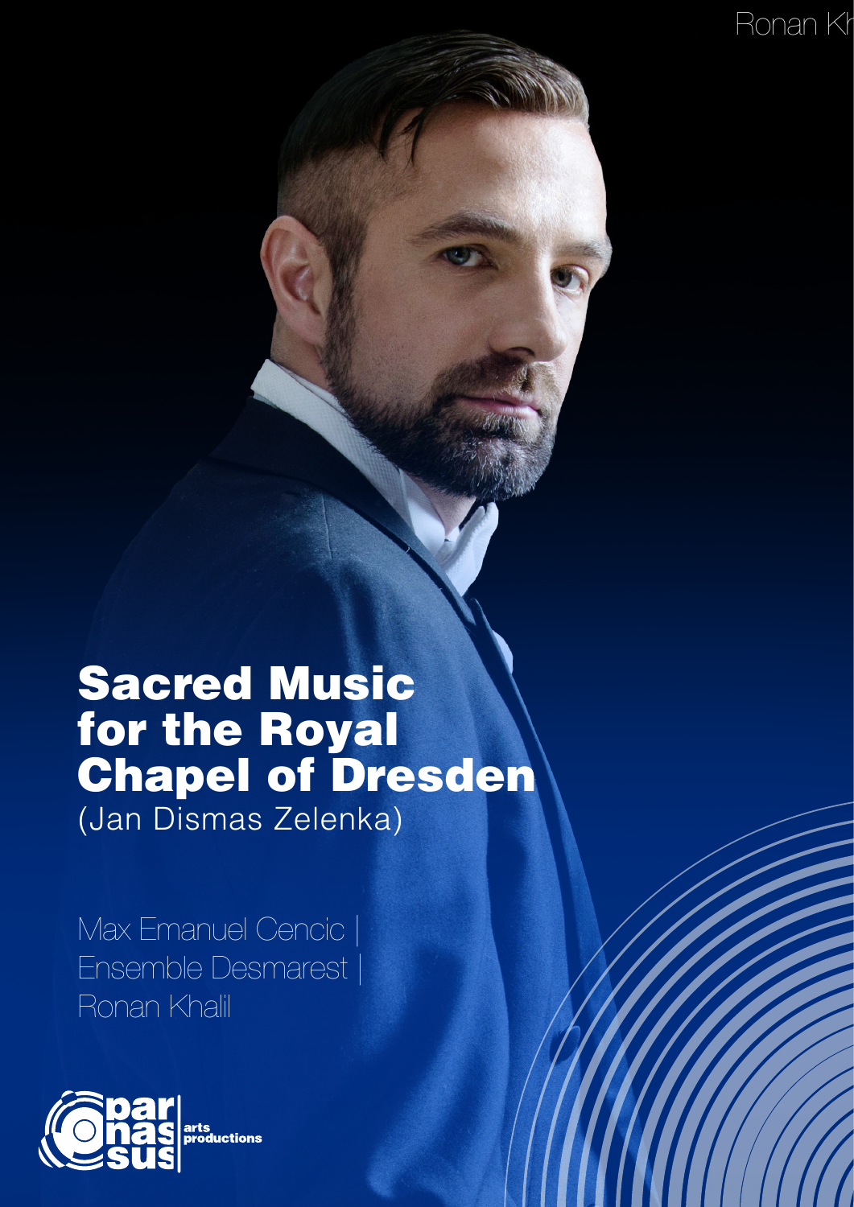# Sacred Music for the Royal Chapel of Dresden

(Jan Dismas Zelenka)

Max Emanuel Cencic | Ensemble Desmarest | Ronan Khalil

parnassus arts productions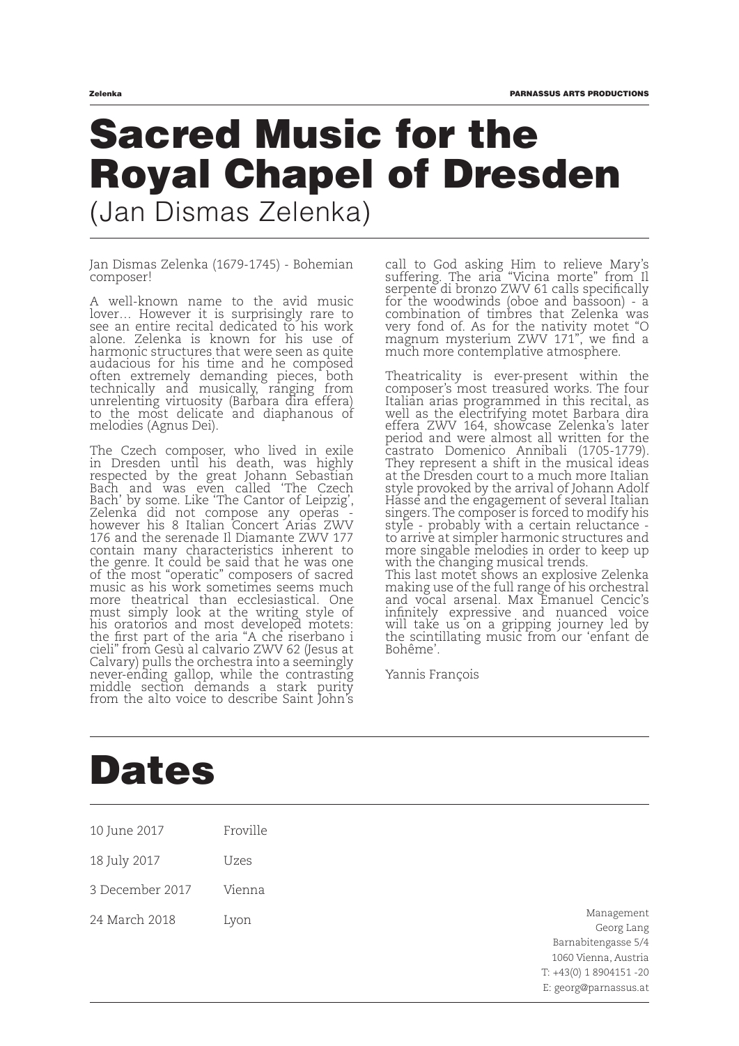# Sacred Music for the Royal Chapel of Dresden

(Jan Dismas Zelenka)

Jan Dismas Zelenka (1679-1745) - Bohemian composer!

A well-known name to the avid music lover… However it is surprisingly rare to see an entire recital dedicated to his work alone. Zelenka is known for his use of harmonic structures that were seen as quite audacious for his time and he composed often extremely demanding pieces, both technically and musically, ranging from unrelenting virtuosity (Barbara dira effera) to the most delicate and diaphanous of melodies (Agnus Dei).

The Czech composer, who lived in exile in Dresden until his death, was highly respected by the great Johann Sebastian Bach and was even called 'The Czech Bach' by some. Like 'The Cantor of Leipzig', Zelenka did not compose any operas - however his 8 Italian Concert Arias ZWV 176 and the serenade Il Diamante ZWV 177 contain many characteristics inherent to the genre. It could be said that he was one of the most "operatic" composers of sacred music as his work sometimes seems much more theatrical than ecclesiastical. One must simply look at the writing style of his oratorios and most developed motets: the first part of the aria "A che riserbano i cieli" from Gesù al calvario ZWV 62 (Jesus at Calvary) pulls the orchestra into a seemingly never-ending gallop, while the contrasting middle section demands a stark purity from the alto voice to describe Saint John's call to God asking Him to relieve Mary's suffering. The aria "Vicina morte" from Il serpente di bronzo ZWV 61 calls specifically for the woodwinds (oboe and bassoon) - a combination of timbres that Zelenka was very fond of. As for the nativity motet "O magnum mysterium ZWV 171", we find a much more contemplative atmosphere.

Theatricality is ever-present within the composer's most treasured works. The four Italian arias programmed in this recital, as well as the electrifying motet Barbara dira effera ZWV 164, showcase Zelenka's later period and were almost all written for the castrato Domenico Annibali (1705-1779). They represent a shift in the musical ideas at the Dresden court to a much more Italian style provoked by the arrival of Johann Adolf Hasse and the engagement of several Italian singers. The composer is forced to modify his style - probably with a certain reluctance - to arrive at simpler harmonic structures and more singable melodies in order to keep up with the changing musical trends.
This last motet shows an explosive Zelenka making use of the full range of his orchestral and vocal arsenal. Max Emanuel Cencic's infinitely expressive and nuanced voice will take us on a gripping journey led by the scintillating music from our 'enfant de Bohême'.

Yannis François

# Dates

| | |
|---|---|
| 10 June 2017 | Froville |
| 18 July 2017 | Uzes |
| 3 December 2017 | Vienna |
| 24 March 2018 | Lyon |

Management
Georg Lang
Barnabitengasse 5/4
1060 Vienna, Austria
T: +43(0) 1 8904151 -20
E: georg@parnassus.at